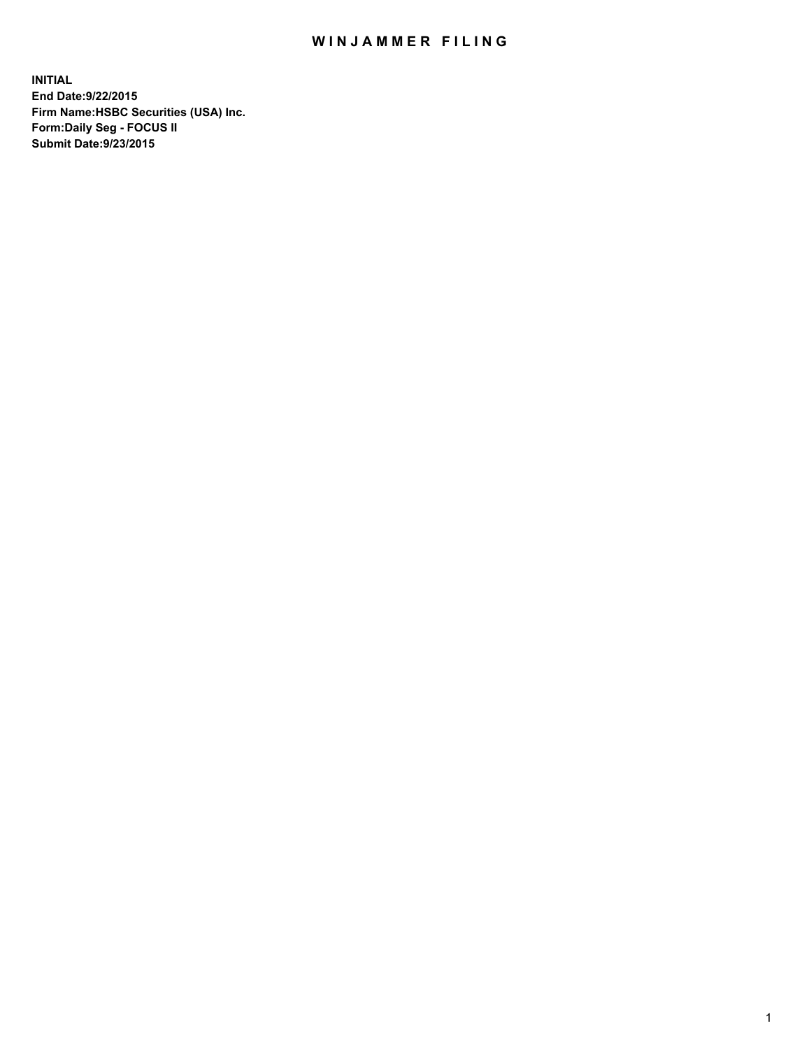# WINJAMMER FILING

**INITIAL**
**End Date:9/22/2015**
**Firm Name:HSBC Securities (USA) Inc.**
**Form:Daily Seg - FOCUS II**
**Submit Date:9/23/2015**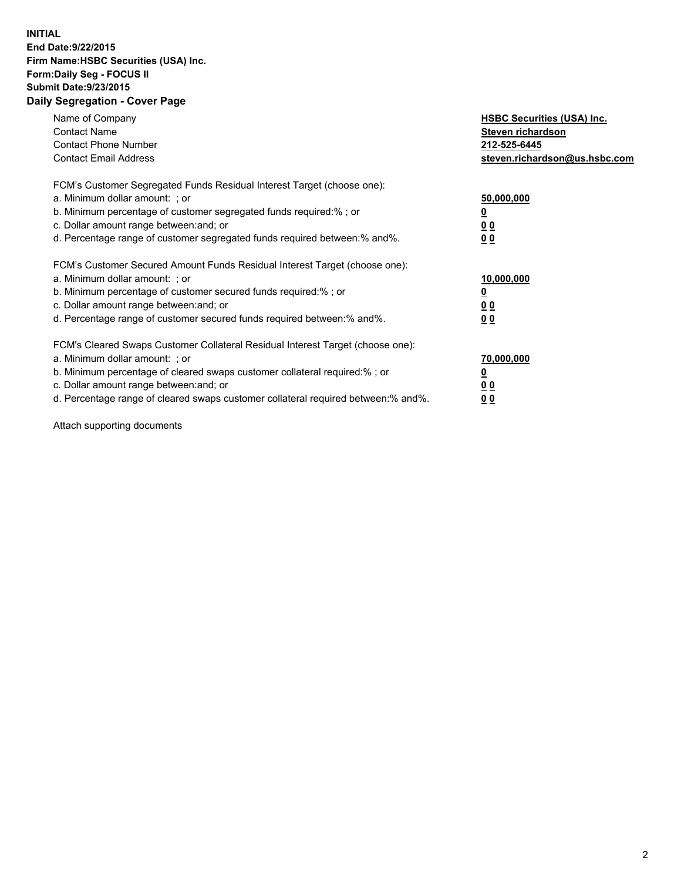**INITIAL**
**End Date:9/22/2015**
**Firm Name:HSBC Securities (USA) Inc.**
**Form:Daily Seg - FOCUS II**
**Submit Date:9/23/2015**

## Daily Segregation - Cover Page

| | |
|---|---|
| Name of Company | **HSBC Securities (USA) Inc.** |
| Contact Name | **Steven richardson** |
| Contact Phone Number | **212-525-6445** |
| Contact Email Address | **steven.richardson@us.hsbc.com** |

| | |
|---|---|
| FCM's Customer Segregated Funds Residual Interest Target (choose one): | |
| a. Minimum dollar amount: ; or | **50,000,000** |
| b. Minimum percentage of customer segregated funds required:% ; or | **0** |
| c. Dollar amount range between:and; or | **0 0** |
| d. Percentage range of customer segregated funds required between:% and%. | **0 0** |

| | |
|---|---|
| FCM's Customer Secured Amount Funds Residual Interest Target (choose one): | |
| a. Minimum dollar amount: ; or | **10,000,000** |
| b. Minimum percentage of customer secured funds required:% ; or | **0** |
| c. Dollar amount range between:and; or | **0 0** |
| d. Percentage range of customer secured funds required between:% and%. | **0 0** |

| | |
|---|---|
| FCM's Cleared Swaps Customer Collateral Residual Interest Target (choose one): | |
| a. Minimum dollar amount: ; or | **70,000,000** |
| b. Minimum percentage of cleared swaps customer collateral required:% ; or | **0** |
| c. Dollar amount range between:and; or | **0 0** |
| d. Percentage range of cleared swaps customer collateral required between:% and%. | **0 0** |

Attach supporting documents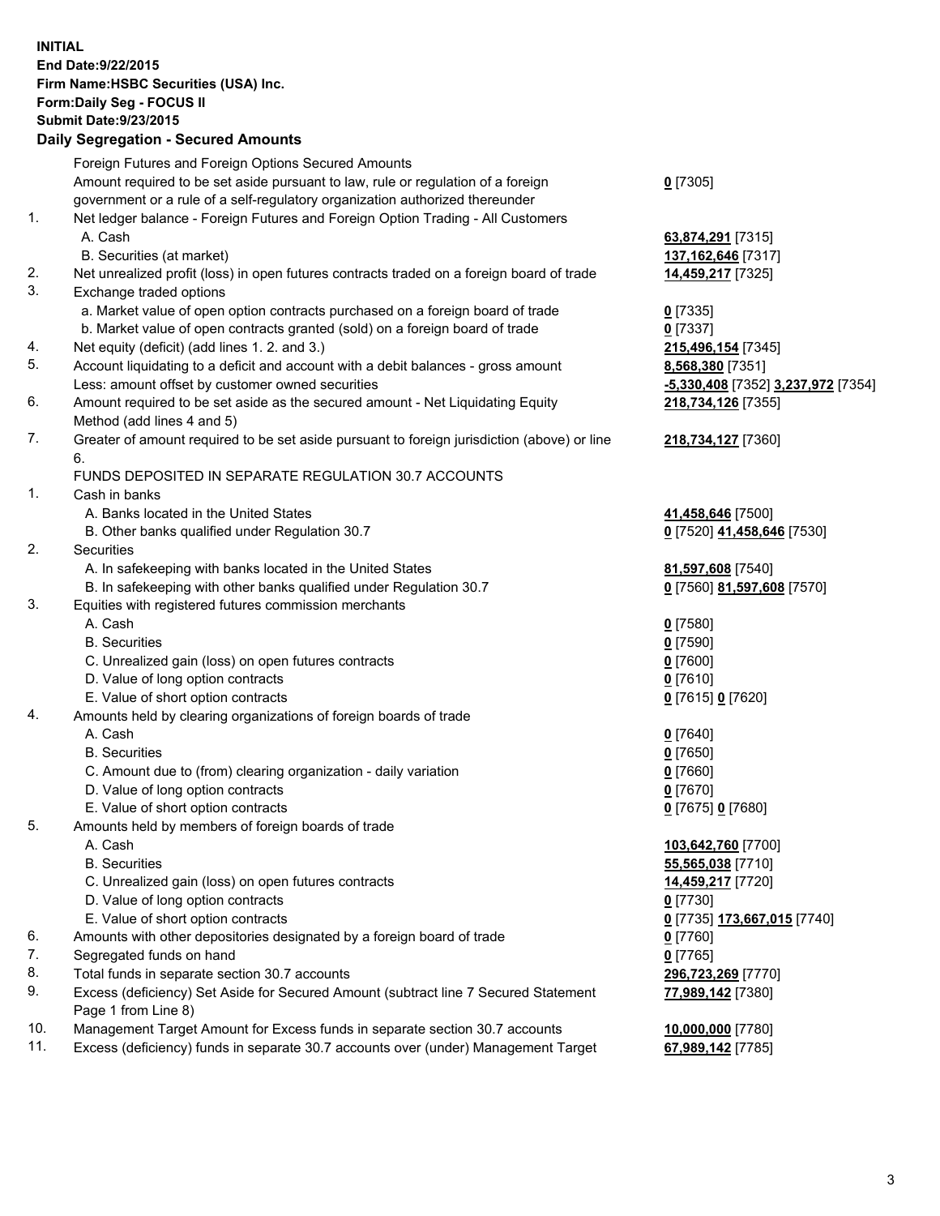**INITIAL**
**End Date:9/22/2015**
**Firm Name:HSBC Securities (USA) Inc.**
**Form:Daily Seg - FOCUS II**
**Submit Date:9/23/2015**

## Daily Segregation - Secured Amounts

| | | |
|---|---|---|
| | Foreign Futures and Foreign Options Secured Amounts | |
| | Amount required to be set aside pursuant to law, rule or regulation of a foreign government or a rule of a self-regulatory organization authorized thereunder | **0** [7305] |
| 1. | Net ledger balance - Foreign Futures and Foreign Option Trading - All Customers | |
| | A. Cash | **63,874,291** [7315] |
| | B. Securities (at market) | **137,162,646** [7317] |
| 2. | Net unrealized profit (loss) in open futures contracts traded on a foreign board of trade | **14,459,217** [7325] |
| 3. | Exchange traded options | |
| | a. Market value of open option contracts purchased on a foreign board of trade | **0** [7335] |
| | b. Market value of open contracts granted (sold) on a foreign board of trade | **0** [7337] |
| 4. | Net equity (deficit) (add lines 1. 2. and 3.) | **215,496,154** [7345] |
| 5. | Account liquidating to a deficit and account with a debit balances - gross amount | **8,568,380** [7351] |
| | Less: amount offset by customer owned securities | **-5,330,408** [7352] **3,237,972** [7354] |
| 6. | Amount required to be set aside as the secured amount - Net Liquidating Equity Method (add lines 4 and 5) | **218,734,126** [7355] |
| 7. | Greater of amount required to be set aside pursuant to foreign jurisdiction (above) or line 6. | **218,734,127** [7360] |
| | FUNDS DEPOSITED IN SEPARATE REGULATION 30.7 ACCOUNTS | |
| 1. | Cash in banks | |
| | A. Banks located in the United States | **41,458,646** [7500] |
| | B. Other banks qualified under Regulation 30.7 | **0** [7520] **41,458,646** [7530] |
| 2. | Securities | |
| | A. In safekeeping with banks located in the United States | **81,597,608** [7540] |
| | B. In safekeeping with other banks qualified under Regulation 30.7 | **0** [7560] **81,597,608** [7570] |
| 3. | Equities with registered futures commission merchants | |
| | A. Cash | **0** [7580] |
| | B. Securities | **0** [7590] |
| | C. Unrealized gain (loss) on open futures contracts | **0** [7600] |
| | D. Value of long option contracts | **0** [7610] |
| | E. Value of short option contracts | **0** [7615] **0** [7620] |
| 4. | Amounts held by clearing organizations of foreign boards of trade | |
| | A. Cash | **0** [7640] |
| | B. Securities | **0** [7650] |
| | C. Amount due to (from) clearing organization - daily variation | **0** [7660] |
| | D. Value of long option contracts | **0** [7670] |
| | E. Value of short option contracts | **0** [7675] **0** [7680] |
| 5. | Amounts held by members of foreign boards of trade | |
| | A. Cash | **103,642,760** [7700] |
| | B. Securities | **55,565,038** [7710] |
| | C. Unrealized gain (loss) on open futures contracts | **14,459,217** [7720] |
| | D. Value of long option contracts | **0** [7730] |
| | E. Value of short option contracts | **0** [7735] **173,667,015** [7740] |
| 6. | Amounts with other depositories designated by a foreign board of trade | **0** [7760] |
| 7. | Segregated funds on hand | **0** [7765] |
| 8. | Total funds in separate section 30.7 accounts | **296,723,269** [7770] |
| 9. | Excess (deficiency) Set Aside for Secured Amount (subtract line 7 Secured Statement Page 1 from Line 8) | **77,989,142** [7380] |
| 10. | Management Target Amount for Excess funds in separate section 30.7 accounts | **10,000,000** [7780] |
| 11. | Excess (deficiency) funds in separate 30.7 accounts over (under) Management Target | **67,989,142** [7785] |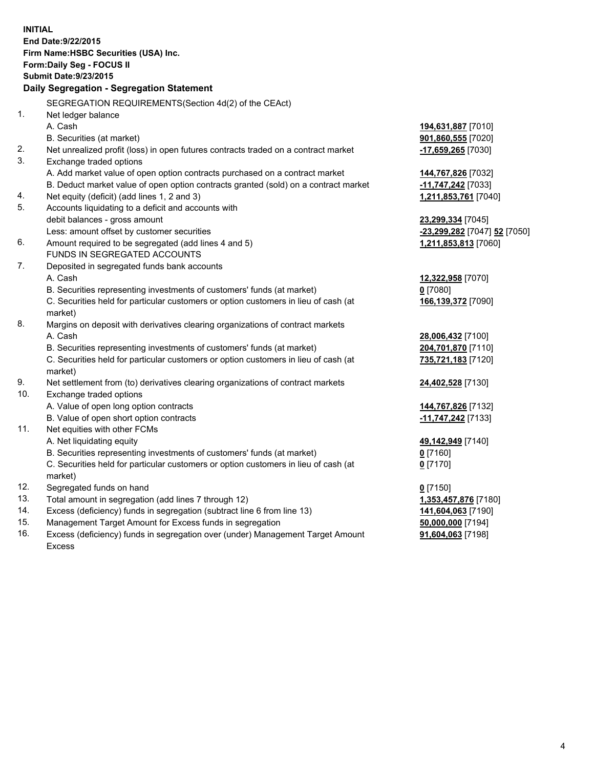**INITIAL**
**End Date:9/22/2015**
**Firm Name:HSBC Securities (USA) Inc.**
**Form:Daily Seg - FOCUS II**
**Submit Date:9/23/2015**

### Daily Segregation - Segregation Statement

| | | |
|---|---|---|
| | SEGREGATION REQUIREMENTS(Section 4d(2) of the CEAct) | |
| 1. | Net ledger balance | |
| | A. Cash | **194,631,887** [7010] |
| | B. Securities (at market) | **901,860,555** [7020] |
| 2. | Net unrealized profit (loss) in open futures contracts traded on a contract market | **-17,659,265** [7030] |
| 3. | Exchange traded options | |
| | A. Add market value of open option contracts purchased on a contract market | **144,767,826** [7032] |
| | B. Deduct market value of open option contracts granted (sold) on a contract market | **-11,747,242** [7033] |
| 4. | Net equity (deficit) (add lines 1, 2 and 3) | **1,211,853,761** [7040] |
| 5. | Accounts liquidating to a deficit and accounts with debit balances - gross amount | **23,299,334** [7045] |
| | Less: amount offset by customer securities | **-23,299,282** [7047] **52** [7050] |
| 6. | Amount required to be segregated (add lines 4 and 5) | **1,211,853,813** [7060] |
| | FUNDS IN SEGREGATED ACCOUNTS | |
| 7. | Deposited in segregated funds bank accounts | |
| | A. Cash | **12,322,958** [7070] |
| | B. Securities representing investments of customers' funds (at market) | **0** [7080] |
| | C. Securities held for particular customers or option customers in lieu of cash (at market) | **166,139,372** [7090] |
| 8. | Margins on deposit with derivatives clearing organizations of contract markets | |
| | A. Cash | **28,006,432** [7100] |
| | B. Securities representing investments of customers' funds (at market) | **204,701,870** [7110] |
| | C. Securities held for particular customers or option customers in lieu of cash (at market) | **735,721,183** [7120] |
| 9. | Net settlement from (to) derivatives clearing organizations of contract markets | **24,402,528** [7130] |
| 10. | Exchange traded options | |
| | A. Value of open long option contracts | **144,767,826** [7132] |
| | B. Value of open short option contracts | **-11,747,242** [7133] |
| 11. | Net equities with other FCMs | |
| | A. Net liquidating equity | **49,142,949** [7140] |
| | B. Securities representing investments of customers' funds (at market) | **0** [7160] |
| | C. Securities held for particular customers or option customers in lieu of cash (at market) | **0** [7170] |
| 12. | Segregated funds on hand | **0** [7150] |
| 13. | Total amount in segregation (add lines 7 through 12) | **1,353,457,876** [7180] |
| 14. | Excess (deficiency) funds in segregation (subtract line 6 from line 13) | **141,604,063** [7190] |
| 15. | Management Target Amount for Excess funds in segregation | **50,000,000** [7194] |
| 16. | Excess (deficiency) funds in segregation over (under) Management Target Amount Excess | **91,604,063** [7198] |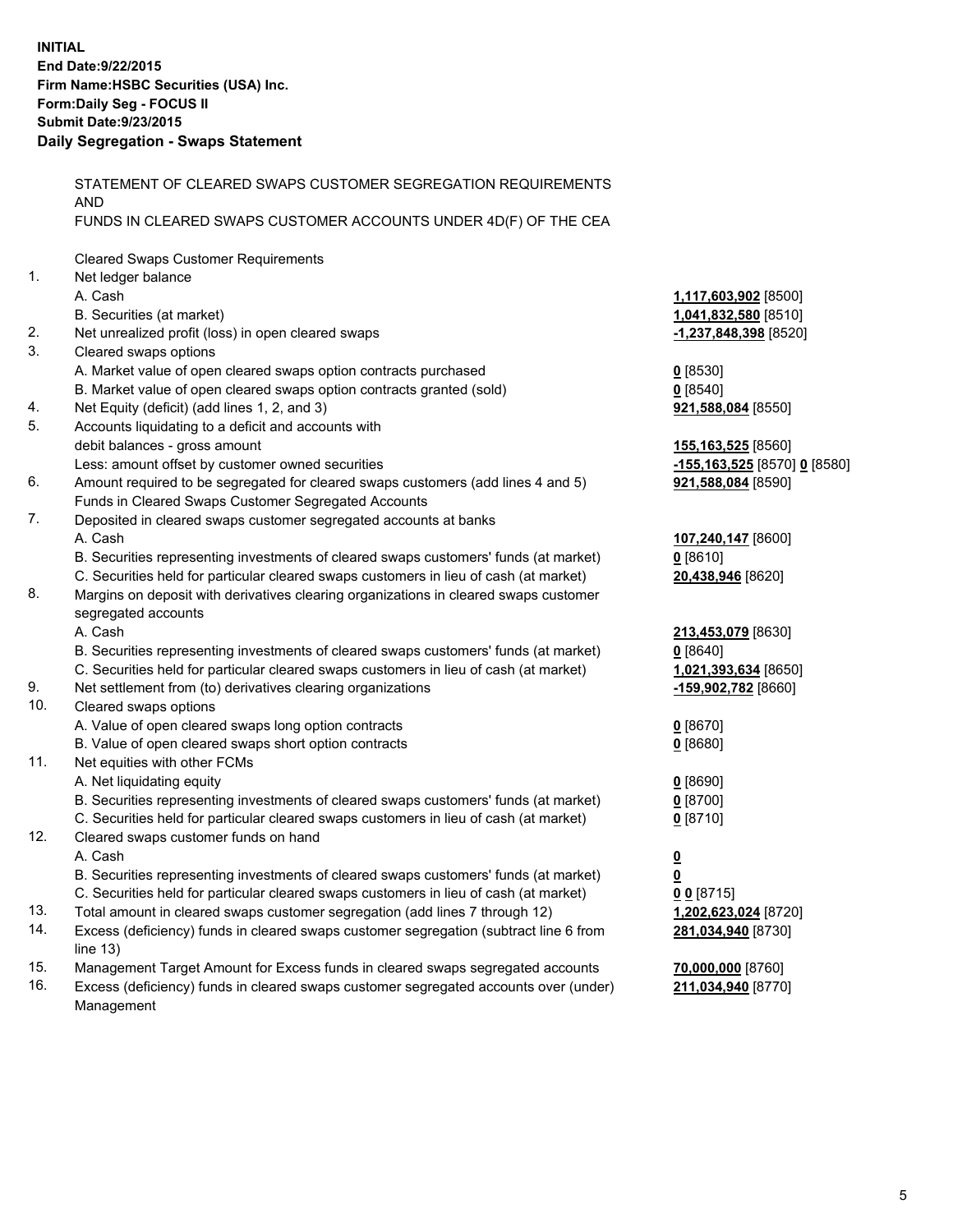**INITIAL**
**End Date:9/22/2015**
**Firm Name:HSBC Securities (USA) Inc.**
**Form:Daily Seg - FOCUS II**
**Submit Date:9/23/2015**
**Daily Segregation - Swaps Statement**

STATEMENT OF CLEARED SWAPS CUSTOMER SEGREGATION REQUIREMENTS AND FUNDS IN CLEARED SWAPS CUSTOMER ACCOUNTS UNDER 4D(F) OF THE CEA

| | | |
|---|---|---|
| | Cleared Swaps Customer Requirements | |
| 1. | Net ledger balance | |
| | A. Cash | **1,117,603,902** [8500] |
| | B. Securities (at market) | **1,041,832,580** [8510] |
| 2. | Net unrealized profit (loss) in open cleared swaps | **-1,237,848,398** [8520] |
| 3. | Cleared swaps options | |
| | A. Market value of open cleared swaps option contracts purchased | **0** [8530] |
| | B. Market value of open cleared swaps option contracts granted (sold) | **0** [8540] |
| 4. | Net Equity (deficit) (add lines 1, 2, and 3) | **921,588,084** [8550] |
| 5. | Accounts liquidating to a deficit and accounts with debit balances - gross amount | **155,163,525** [8560] |
| | Less: amount offset by customer owned securities | **-155,163,525** [8570] **0** [8580] |
| 6. | Amount required to be segregated for cleared swaps customers (add lines 4 and 5) | **921,588,084** [8590] |
| | Funds in Cleared Swaps Customer Segregated Accounts | |
| 7. | Deposited in cleared swaps customer segregated accounts at banks | |
| | A. Cash | **107,240,147** [8600] |
| | B. Securities representing investments of cleared swaps customers' funds (at market) | **0** [8610] |
| | C. Securities held for particular cleared swaps customers in lieu of cash (at market) | **20,438,946** [8620] |
| 8. | Margins on deposit with derivatives clearing organizations in cleared swaps customer segregated accounts | |
| | A. Cash | **213,453,079** [8630] |
| | B. Securities representing investments of cleared swaps customers' funds (at market) | **0** [8640] |
| | C. Securities held for particular cleared swaps customers in lieu of cash (at market) | **1,021,393,634** [8650] |
| 9. | Net settlement from (to) derivatives clearing organizations | **-159,902,782** [8660] |
| 10. | Cleared swaps options | |
| | A. Value of open cleared swaps long option contracts | **0** [8670] |
| | B. Value of open cleared swaps short option contracts | **0** [8680] |
| 11. | Net equities with other FCMs | |
| | A. Net liquidating equity | **0** [8690] |
| | B. Securities representing investments of cleared swaps customers' funds (at market) | **0** [8700] |
| | C. Securities held for particular cleared swaps customers in lieu of cash (at market) | **0** [8710] |
| 12. | Cleared swaps customer funds on hand | |
| | A. Cash | **0** |
| | B. Securities representing investments of cleared swaps customers' funds (at market) | **0** |
| | C. Securities held for particular cleared swaps customers in lieu of cash (at market) | **0** **0** [8715] |
| 13. | Total amount in cleared swaps customer segregation (add lines 7 through 12) | **1,202,623,024** [8720] |
| 14. | Excess (deficiency) funds in cleared swaps customer segregation (subtract line 6 from line 13) | **281,034,940** [8730] |
| 15. | Management Target Amount for Excess funds in cleared swaps segregated accounts | **70,000,000** [8760] |
| 16. | Excess (deficiency) funds in cleared swaps customer segregated accounts over (under) Management | **211,034,940** [8770] |